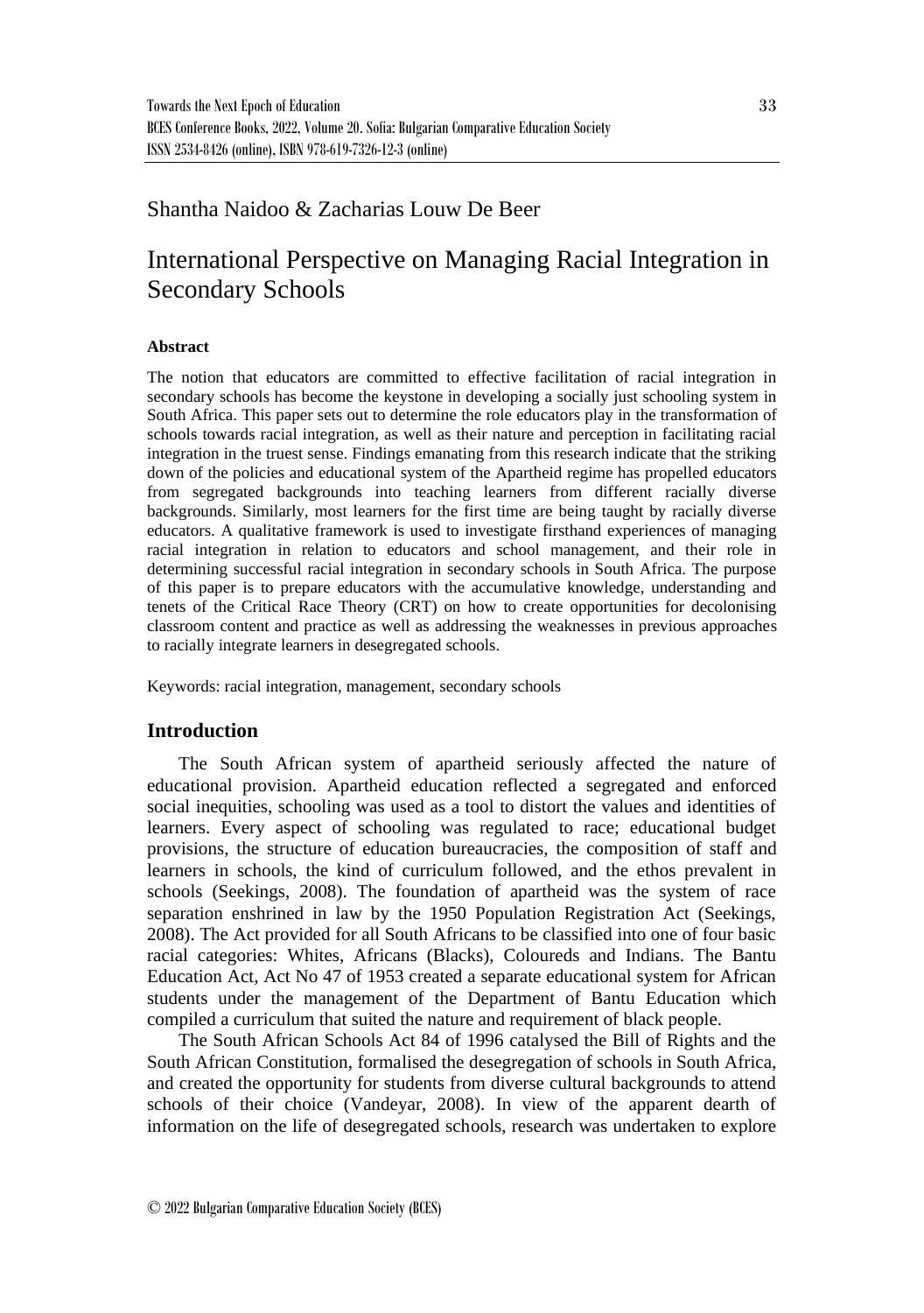Shantha Naidoo & Zacharias Louw De Beer

# International Perspective on Managing Racial Integration in Secondary Schools

### Abstract

The notion that educators are committed to effective facilitation of racial integration in secondary schools has become the keystone in developing a socially just schooling system in South Africa. This paper sets out to determine the role educators play in the transformation of schools towards racial integration, as well as their nature and perception in facilitating racial integration in the truest sense. Findings emanating from this research indicate that the striking down of the policies and educational system of the Apartheid regime has propelled educators from segregated backgrounds into teaching learners from different racially diverse backgrounds. Similarly, most learners for the first time are being taught by racially diverse educators. A qualitative framework is used to investigate firsthand experiences of managing racial integration in relation to educators and school management, and their role in determining successful racial integration in secondary schools in South Africa. The purpose of this paper is to prepare educators with the accumulative knowledge, understanding and tenets of the Critical Race Theory (CRT) on how to create opportunities for decolonising classroom content and practice as well as addressing the weaknesses in previous approaches to racially integrate learners in desegregated schools.

Keywords: racial integration, management, secondary schools

## Introduction

The South African system of apartheid seriously affected the nature of educational provision. Apartheid education reflected a segregated and enforced social inequities, schooling was used as a tool to distort the values and identities of learners. Every aspect of schooling was regulated to race; educational budget provisions, the structure of education bureaucracies, the composition of staff and learners in schools, the kind of curriculum followed, and the ethos prevalent in schools (Seekings, 2008). The foundation of apartheid was the system of race separation enshrined in law by the 1950 Population Registration Act (Seekings, 2008). The Act provided for all South Africans to be classified into one of four basic racial categories: Whites, Africans (Blacks), Coloureds and Indians. The Bantu Education Act, Act No 47 of 1953 created a separate educational system for African students under the management of the Department of Bantu Education which compiled a curriculum that suited the nature and requirement of black people.

The South African Schools Act 84 of 1996 catalysed the Bill of Rights and the South African Constitution, formalised the desegregation of schools in South Africa, and created the opportunity for students from diverse cultural backgrounds to attend schools of their choice (Vandeyar, 2008). In view of the apparent dearth of information on the life of desegregated schools, research was undertaken to explore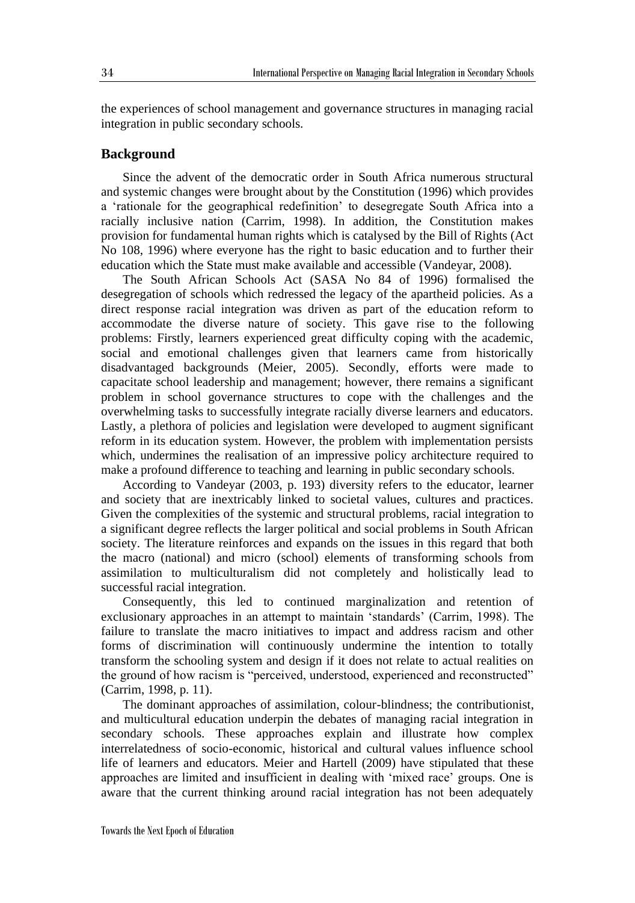the experiences of school management and governance structures in managing racial integration in public secondary schools.

## Background

Since the advent of the democratic order in South Africa numerous structural and systemic changes were brought about by the Constitution (1996) which provides a 'rationale for the geographical redefinition' to desegregate South Africa into a racially inclusive nation (Carrim, 1998). In addition, the Constitution makes provision for fundamental human rights which is catalysed by the Bill of Rights (Act No 108, 1996) where everyone has the right to basic education and to further their education which the State must make available and accessible (Vandeyar, 2008).

The South African Schools Act (SASA No 84 of 1996) formalised the desegregation of schools which redressed the legacy of the apartheid policies. As a direct response racial integration was driven as part of the education reform to accommodate the diverse nature of society. This gave rise to the following problems: Firstly, learners experienced great difficulty coping with the academic, social and emotional challenges given that learners came from historically disadvantaged backgrounds (Meier, 2005). Secondly, efforts were made to capacitate school leadership and management; however, there remains a significant problem in school governance structures to cope with the challenges and the overwhelming tasks to successfully integrate racially diverse learners and educators. Lastly, a plethora of policies and legislation were developed to augment significant reform in its education system. However, the problem with implementation persists which, undermines the realisation of an impressive policy architecture required to make a profound difference to teaching and learning in public secondary schools.

According to Vandeyar (2003, p. 193) diversity refers to the educator, learner and society that are inextricably linked to societal values, cultures and practices. Given the complexities of the systemic and structural problems, racial integration to a significant degree reflects the larger political and social problems in South African society. The literature reinforces and expands on the issues in this regard that both the macro (national) and micro (school) elements of transforming schools from assimilation to multiculturalism did not completely and holistically lead to successful racial integration.

Consequently, this led to continued marginalization and retention of exclusionary approaches in an attempt to maintain 'standards' (Carrim, 1998). The failure to translate the macro initiatives to impact and address racism and other forms of discrimination will continuously undermine the intention to totally transform the schooling system and design if it does not relate to actual realities on the ground of how racism is "perceived, understood, experienced and reconstructed" (Carrim, 1998, p. 11).

The dominant approaches of assimilation, colour-blindness; the contributionist, and multicultural education underpin the debates of managing racial integration in secondary schools. These approaches explain and illustrate how complex interrelatedness of socio-economic, historical and cultural values influence school life of learners and educators. Meier and Hartell (2009) have stipulated that these approaches are limited and insufficient in dealing with 'mixed race' groups. One is aware that the current thinking around racial integration has not been adequately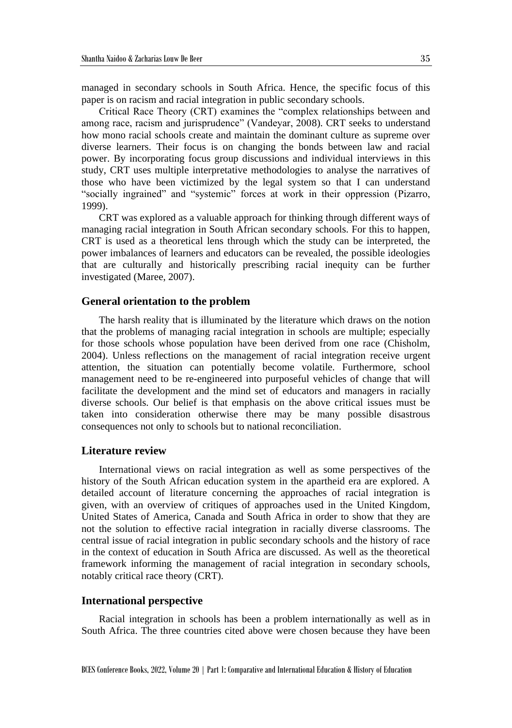managed in secondary schools in South Africa. Hence, the specific focus of this paper is on racism and racial integration in public secondary schools.

Critical Race Theory (CRT) examines the "complex relationships between and among race, racism and jurisprudence" (Vandeyar, 2008). CRT seeks to understand how mono racial schools create and maintain the dominant culture as supreme over diverse learners. Their focus is on changing the bonds between law and racial power. By incorporating focus group discussions and individual interviews in this study, CRT uses multiple interpretative methodologies to analyse the narratives of those who have been victimized by the legal system so that I can understand "socially ingrained" and "systemic" forces at work in their oppression (Pizarro, 1999).

CRT was explored as a valuable approach for thinking through different ways of managing racial integration in South African secondary schools. For this to happen, CRT is used as a theoretical lens through which the study can be interpreted, the power imbalances of learners and educators can be revealed, the possible ideologies that are culturally and historically prescribing racial inequity can be further investigated (Maree, 2007).

## General orientation to the problem

The harsh reality that is illuminated by the literature which draws on the notion that the problems of managing racial integration in schools are multiple; especially for those schools whose population have been derived from one race (Chisholm, 2004). Unless reflections on the management of racial integration receive urgent attention, the situation can potentially become volatile. Furthermore, school management need to be re-engineered into purposeful vehicles of change that will facilitate the development and the mind set of educators and managers in racially diverse schools. Our belief is that emphasis on the above critical issues must be taken into consideration otherwise there may be many possible disastrous consequences not only to schools but to national reconciliation.

## Literature review

International views on racial integration as well as some perspectives of the history of the South African education system in the apartheid era are explored. A detailed account of literature concerning the approaches of racial integration is given, with an overview of critiques of approaches used in the United Kingdom, United States of America, Canada and South Africa in order to show that they are not the solution to effective racial integration in racially diverse classrooms. The central issue of racial integration in public secondary schools and the history of race in the context of education in South Africa are discussed. As well as the theoretical framework informing the management of racial integration in secondary schools, notably critical race theory (CRT).

## International perspective

Racial integration in schools has been a problem internationally as well as in South Africa. The three countries cited above were chosen because they have been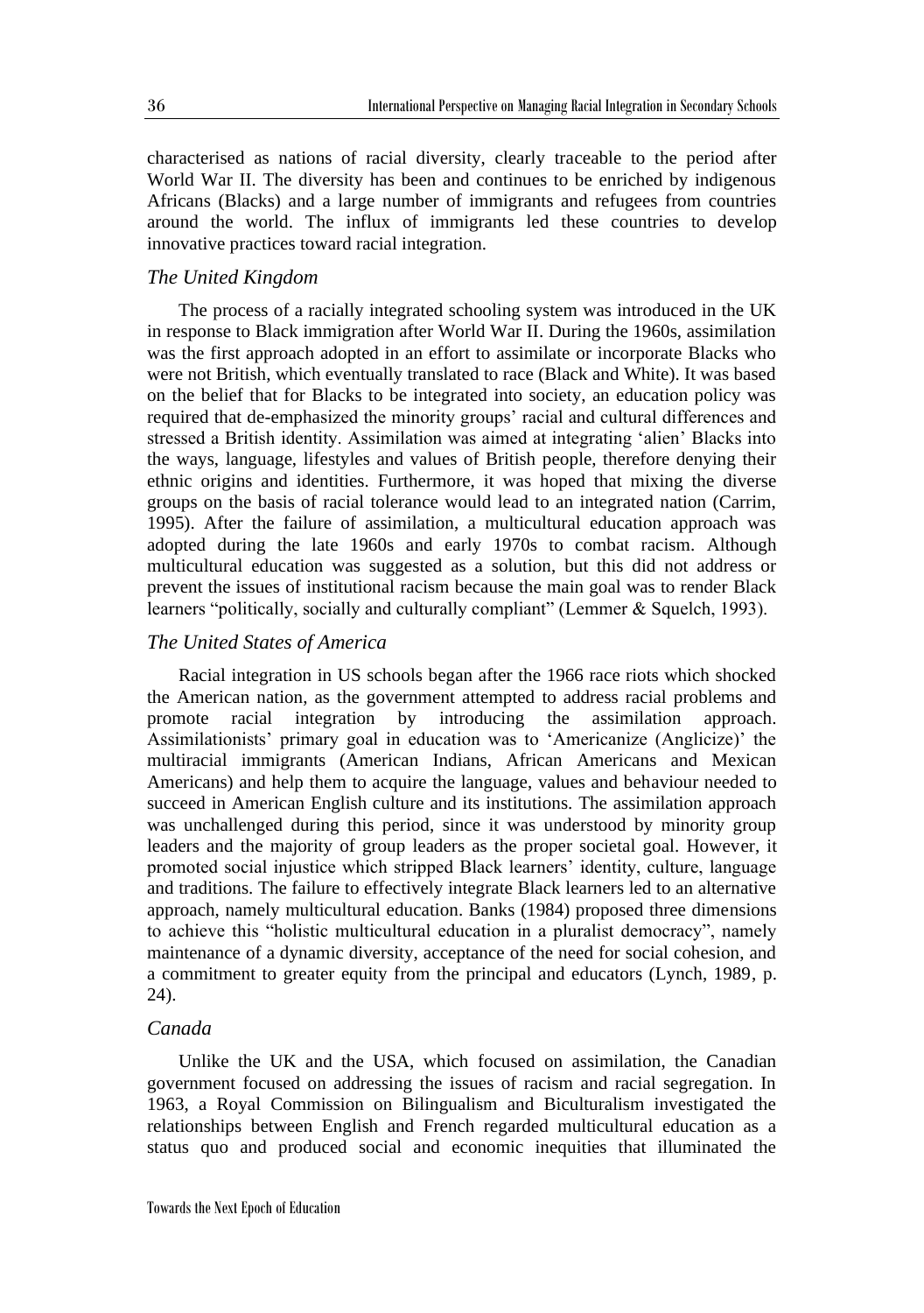characterised as nations of racial diversity, clearly traceable to the period after World War II. The diversity has been and continues to be enriched by indigenous Africans (Blacks) and a large number of immigrants and refugees from countries around the world. The influx of immigrants led these countries to develop innovative practices toward racial integration.

### *The United Kingdom*

The process of a racially integrated schooling system was introduced in the UK in response to Black immigration after World War II. During the 1960s, assimilation was the first approach adopted in an effort to assimilate or incorporate Blacks who were not British, which eventually translated to race (Black and White). It was based on the belief that for Blacks to be integrated into society, an education policy was required that de-emphasized the minority groups' racial and cultural differences and stressed a British identity. Assimilation was aimed at integrating 'alien' Blacks into the ways, language, lifestyles and values of British people, therefore denying their ethnic origins and identities. Furthermore, it was hoped that mixing the diverse groups on the basis of racial tolerance would lead to an integrated nation (Carrim, 1995). After the failure of assimilation, a multicultural education approach was adopted during the late 1960s and early 1970s to combat racism. Although multicultural education was suggested as a solution, but this did not address or prevent the issues of institutional racism because the main goal was to render Black learners "politically, socially and culturally compliant" (Lemmer & Squelch, 1993).

### *The United States of America*

Racial integration in US schools began after the 1966 race riots which shocked the American nation, as the government attempted to address racial problems and promote racial integration by introducing the assimilation approach. Assimilationists' primary goal in education was to 'Americanize (Anglicize)' the multiracial immigrants (American Indians, African Americans and Mexican Americans) and help them to acquire the language, values and behaviour needed to succeed in American English culture and its institutions. The assimilation approach was unchallenged during this period, since it was understood by minority group leaders and the majority of group leaders as the proper societal goal. However, it promoted social injustice which stripped Black learners' identity, culture, language and traditions. The failure to effectively integrate Black learners led to an alternative approach, namely multicultural education. Banks (1984) proposed three dimensions to achieve this "holistic multicultural education in a pluralist democracy", namely maintenance of a dynamic diversity, acceptance of the need for social cohesion, and a commitment to greater equity from the principal and educators (Lynch, 1989, p. 24).

### *Canada*

Unlike the UK and the USA, which focused on assimilation, the Canadian government focused on addressing the issues of racism and racial segregation. In 1963, a Royal Commission on Bilingualism and Biculturalism investigated the relationships between English and French regarded multicultural education as a status quo and produced social and economic inequities that illuminated the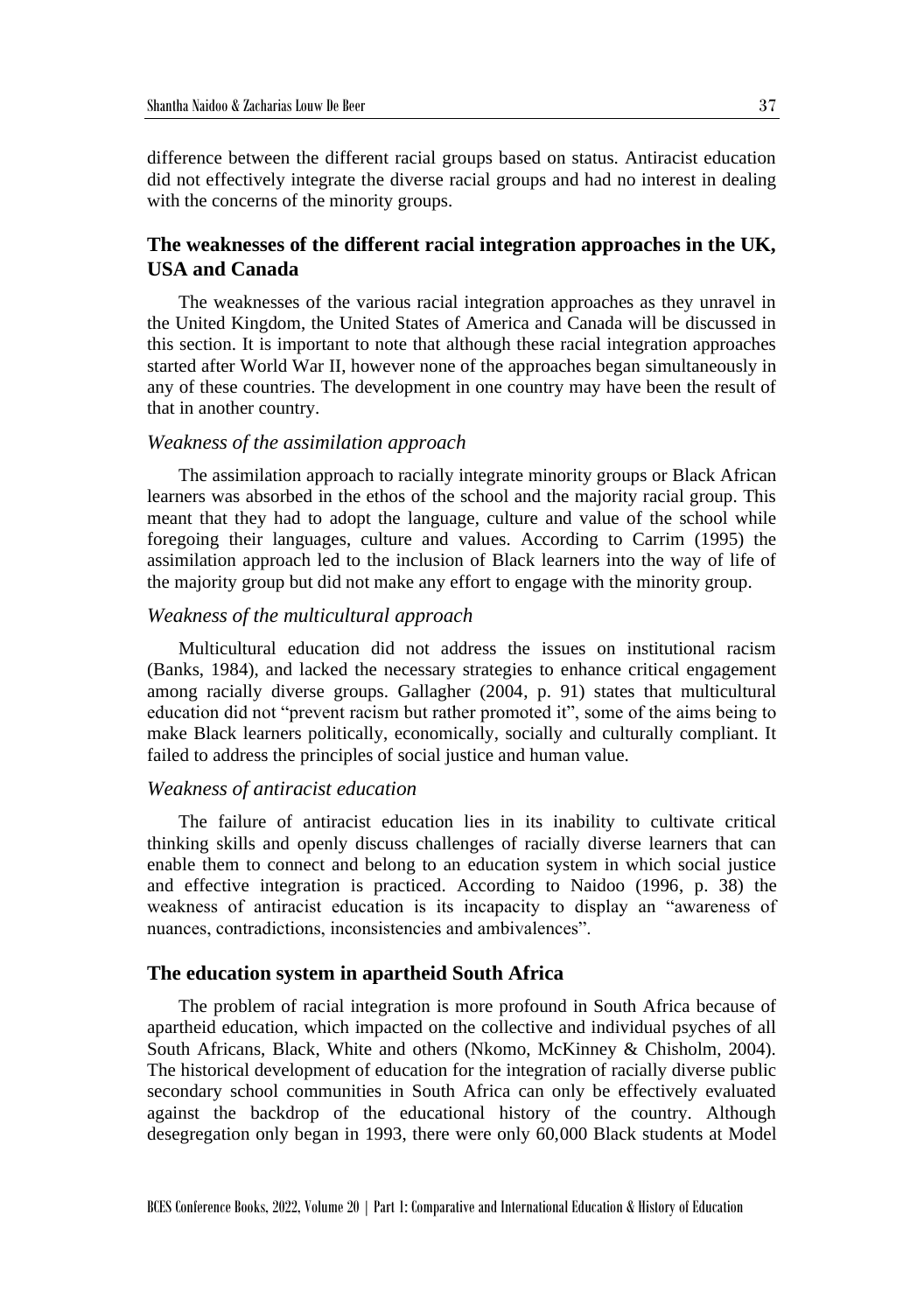difference between the different racial groups based on status. Antiracist education did not effectively integrate the diverse racial groups and had no interest in dealing with the concerns of the minority groups.

## The weaknesses of the different racial integration approaches in the UK, USA and Canada

The weaknesses of the various racial integration approaches as they unravel in the United Kingdom, the United States of America and Canada will be discussed in this section. It is important to note that although these racial integration approaches started after World War II, however none of the approaches began simultaneously in any of these countries. The development in one country may have been the result of that in another country.

### *Weakness of the assimilation approach*

The assimilation approach to racially integrate minority groups or Black African learners was absorbed in the ethos of the school and the majority racial group. This meant that they had to adopt the language, culture and value of the school while foregoing their languages, culture and values. According to Carrim (1995) the assimilation approach led to the inclusion of Black learners into the way of life of the majority group but did not make any effort to engage with the minority group.

### *Weakness of the multicultural approach*

Multicultural education did not address the issues on institutional racism (Banks, 1984), and lacked the necessary strategies to enhance critical engagement among racially diverse groups. Gallagher (2004, p. 91) states that multicultural education did not "prevent racism but rather promoted it", some of the aims being to make Black learners politically, economically, socially and culturally compliant. It failed to address the principles of social justice and human value.

### *Weakness of antiracist education*

The failure of antiracist education lies in its inability to cultivate critical thinking skills and openly discuss challenges of racially diverse learners that can enable them to connect and belong to an education system in which social justice and effective integration is practiced. According to Naidoo (1996, p. 38) the weakness of antiracist education is its incapacity to display an "awareness of nuances, contradictions, inconsistencies and ambivalences".

## The education system in apartheid South Africa

The problem of racial integration is more profound in South Africa because of apartheid education, which impacted on the collective and individual psyches of all South Africans, Black, White and others (Nkomo, McKinney & Chisholm, 2004). The historical development of education for the integration of racially diverse public secondary school communities in South Africa can only be effectively evaluated against the backdrop of the educational history of the country. Although desegregation only began in 1993, there were only 60,000 Black students at Model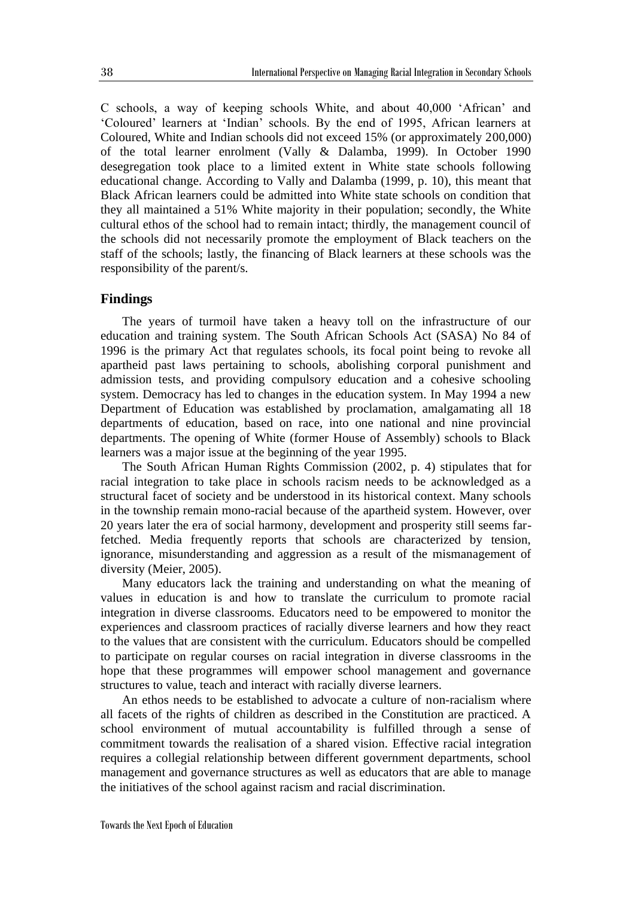C schools, a way of keeping schools White, and about 40,000 'African' and 'Coloured' learners at 'Indian' schools. By the end of 1995, African learners at Coloured, White and Indian schools did not exceed 15% (or approximately 200,000) of the total learner enrolment (Vally & Dalamba, 1999). In October 1990 desegregation took place to a limited extent in White state schools following educational change. According to Vally and Dalamba (1999, p. 10), this meant that Black African learners could be admitted into White state schools on condition that they all maintained a 51% White majority in their population; secondly, the White cultural ethos of the school had to remain intact; thirdly, the management council of the schools did not necessarily promote the employment of Black teachers on the staff of the schools; lastly, the financing of Black learners at these schools was the responsibility of the parent/s.

## Findings

The years of turmoil have taken a heavy toll on the infrastructure of our education and training system. The South African Schools Act (SASA) No 84 of 1996 is the primary Act that regulates schools, its focal point being to revoke all apartheid past laws pertaining to schools, abolishing corporal punishment and admission tests, and providing compulsory education and a cohesive schooling system. Democracy has led to changes in the education system. In May 1994 a new Department of Education was established by proclamation, amalgamating all 18 departments of education, based on race, into one national and nine provincial departments. The opening of White (former House of Assembly) schools to Black learners was a major issue at the beginning of the year 1995.

The South African Human Rights Commission (2002, p. 4) stipulates that for racial integration to take place in schools racism needs to be acknowledged as a structural facet of society and be understood in its historical context. Many schools in the township remain mono-racial because of the apartheid system. However, over 20 years later the era of social harmony, development and prosperity still seems far-fetched. Media frequently reports that schools are characterized by tension, ignorance, misunderstanding and aggression as a result of the mismanagement of diversity (Meier, 2005).

Many educators lack the training and understanding on what the meaning of values in education is and how to translate the curriculum to promote racial integration in diverse classrooms. Educators need to be empowered to monitor the experiences and classroom practices of racially diverse learners and how they react to the values that are consistent with the curriculum. Educators should be compelled to participate on regular courses on racial integration in diverse classrooms in the hope that these programmes will empower school management and governance structures to value, teach and interact with racially diverse learners.

An ethos needs to be established to advocate a culture of non-racialism where all facets of the rights of children as described in the Constitution are practiced. A school environment of mutual accountability is fulfilled through a sense of commitment towards the realisation of a shared vision. Effective racial integration requires a collegial relationship between different government departments, school management and governance structures as well as educators that are able to manage the initiatives of the school against racism and racial discrimination.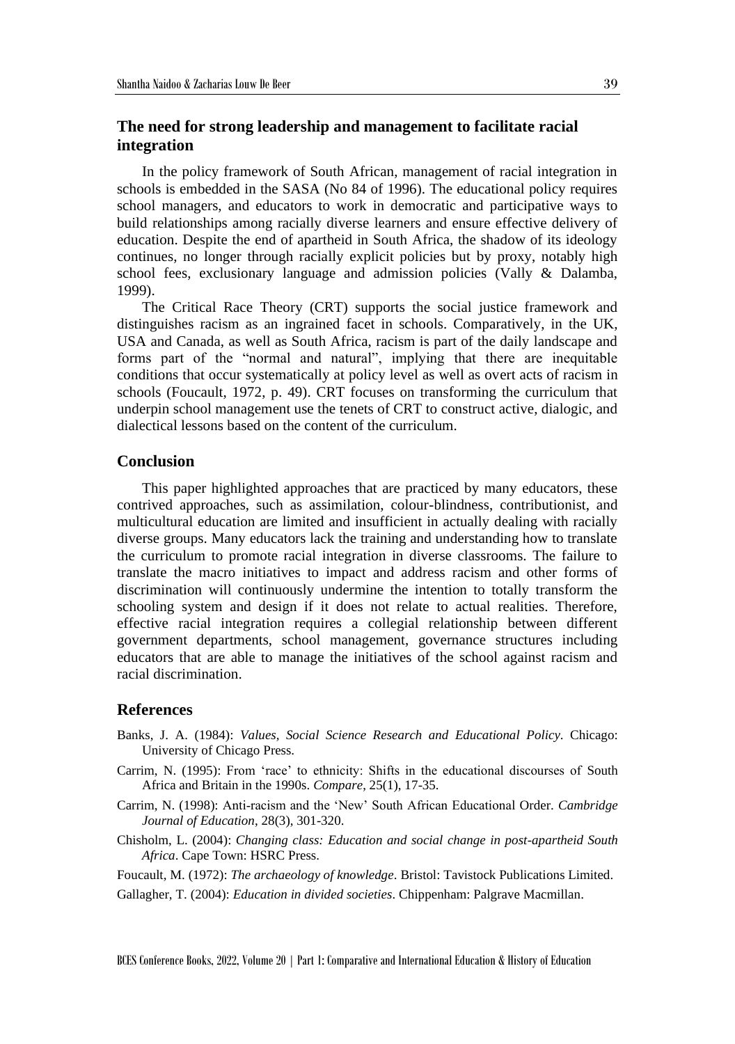## The need for strong leadership and management to facilitate racial integration

In the policy framework of South African, management of racial integration in schools is embedded in the SASA (No 84 of 1996). The educational policy requires school managers, and educators to work in democratic and participative ways to build relationships among racially diverse learners and ensure effective delivery of education. Despite the end of apartheid in South Africa, the shadow of its ideology continues, no longer through racially explicit policies but by proxy, notably high school fees, exclusionary language and admission policies (Vally & Dalamba, 1999).

The Critical Race Theory (CRT) supports the social justice framework and distinguishes racism as an ingrained facet in schools. Comparatively, in the UK, USA and Canada, as well as South Africa, racism is part of the daily landscape and forms part of the "normal and natural", implying that there are inequitable conditions that occur systematically at policy level as well as overt acts of racism in schools (Foucault, 1972, p. 49). CRT focuses on transforming the curriculum that underpin school management use the tenets of CRT to construct active, dialogic, and dialectical lessons based on the content of the curriculum.

## Conclusion

This paper highlighted approaches that are practiced by many educators, these contrived approaches, such as assimilation, colour-blindness, contributionist, and multicultural education are limited and insufficient in actually dealing with racially diverse groups. Many educators lack the training and understanding how to translate the curriculum to promote racial integration in diverse classrooms. The failure to translate the macro initiatives to impact and address racism and other forms of discrimination will continuously undermine the intention to totally transform the schooling system and design if it does not relate to actual realities. Therefore, effective racial integration requires a collegial relationship between different government departments, school management, governance structures including educators that are able to manage the initiatives of the school against racism and racial discrimination.

## References

Banks, J. A. (1984): *Values, Social Science Research and Educational Policy*. Chicago: University of Chicago Press.

Carrim, N. (1995): From 'race' to ethnicity: Shifts in the educational discourses of South Africa and Britain in the 1990s. *Compare*, 25(1), 17-35.

Carrim, N. (1998): Anti-racism and the 'New' South African Educational Order. *Cambridge Journal of Education*, 28(3), 301-320.

Chisholm, L. (2004): *Changing class: Education and social change in post-apartheid South Africa*. Cape Town: HSRC Press.

Foucault, M. (1972): *The archaeology of knowledge*. Bristol: Tavistock Publications Limited.

Gallagher, T. (2004): *Education in divided societies*. Chippenham: Palgrave Macmillan.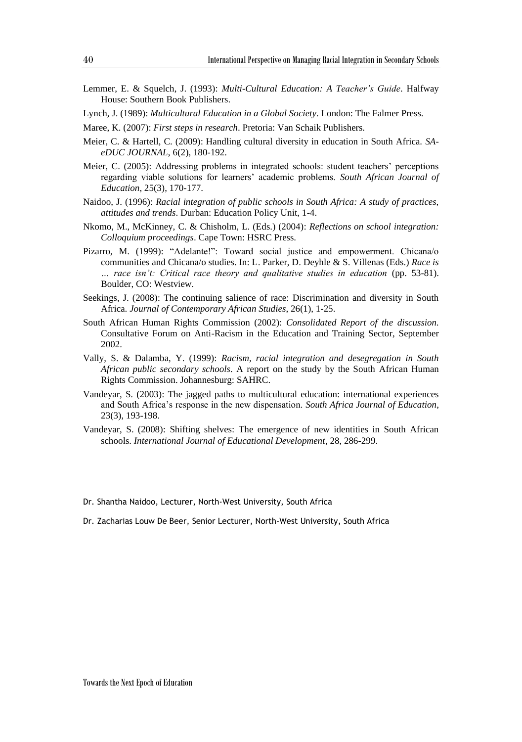Lemmer, E. & Squelch, J. (1993): *Multi-Cultural Education: A Teacher's Guide*. Halfway House: Southern Book Publishers.

Lynch, J. (1989): *Multicultural Education in a Global Society*. London: The Falmer Press.

Maree, K. (2007): *First steps in research*. Pretoria: Van Schaik Publishers.

Meier, C. & Hartell, C. (2009): Handling cultural diversity in education in South Africa. *SA-eDUC JOURNAL*, 6(2), 180-192.

Meier, C. (2005): Addressing problems in integrated schools: student teachers' perceptions regarding viable solutions for learners' academic problems. *South African Journal of Education*, 25(3), 170-177.

Naidoo, J. (1996): *Racial integration of public schools in South Africa: A study of practices, attitudes and trends*. Durban: Education Policy Unit, 1-4.

Nkomo, M., McKinney, C. & Chisholm, L. (Eds.) (2004): *Reflections on school integration: Colloquium proceedings*. Cape Town: HSRC Press.

Pizarro, M. (1999): "Adelante!": Toward social justice and empowerment. Chicana/o communities and Chicana/o studies. In: L. Parker, D. Deyhle & S. Villenas (Eds.) *Race is … race isn't: Critical race theory and qualitative studies in education* (pp. 53-81). Boulder, CO: Westview.

Seekings, J. (2008): The continuing salience of race: Discrimination and diversity in South Africa. *Journal of Contemporary African Studies*, 26(1), 1-25.

South African Human Rights Commission (2002): *Consolidated Report of the discussion*. Consultative Forum on Anti-Racism in the Education and Training Sector, September 2002.

Vally, S. & Dalamba, Y. (1999): *Racism, racial integration and desegregation in South African public secondary schools*. A report on the study by the South African Human Rights Commission. Johannesburg: SAHRC.

Vandeyar, S. (2003): The jagged paths to multicultural education: international experiences and South Africa's response in the new dispensation. *South Africa Journal of Education*, 23(3), 193-198.

Vandeyar, S. (2008): Shifting shelves: The emergence of new identities in South African schools. *International Journal of Educational Development*, 28, 286-299.

Dr. Shantha Naidoo, Lecturer, North-West University, South Africa

Dr. Zacharias Louw De Beer, Senior Lecturer, North-West University, South Africa